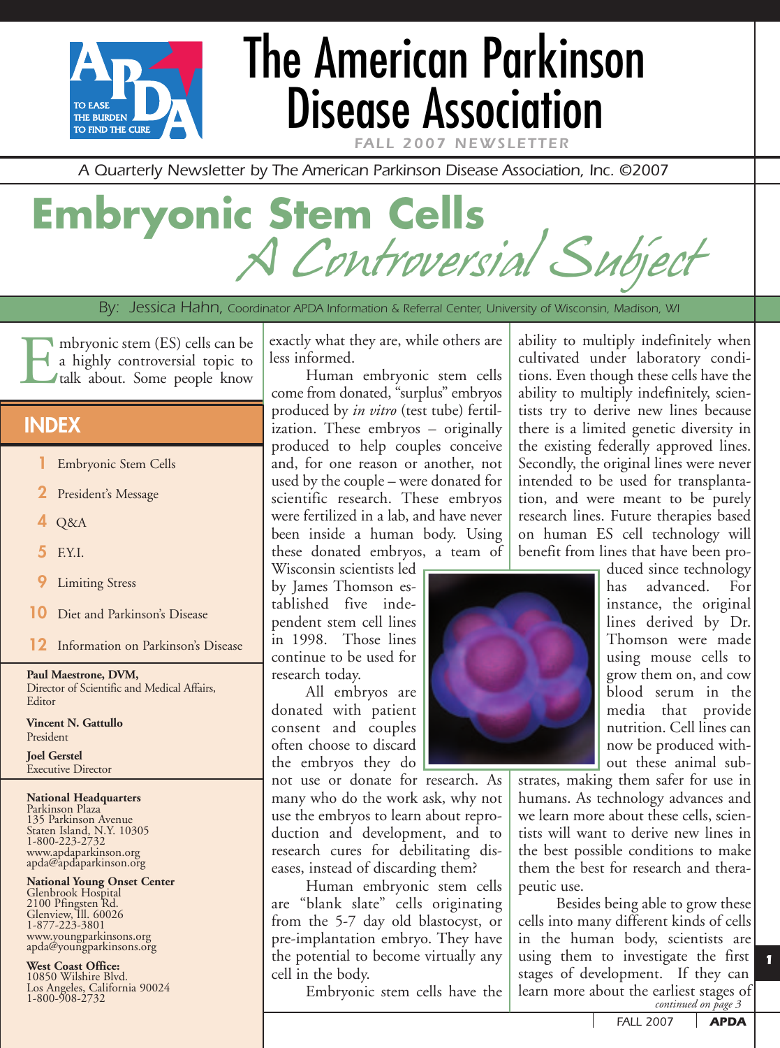# The American Parkinson Disease Association

FALL 2007 NEWSLETTER

*A Quarterly Newsletter by The American Parkinson Disease Association, Inc. ©2007*

# Embryonic Stem Cells
## *A Controversial Subject*

By: Jessica Hahn, Coordinator APDA Information & Referral Center, University of Wisconsin, Madison, WI

Embryonic stem (ES) cells can be a highly controversial topic to talk about. Some people know exactly what they are, while others are less informed.

Human embryonic stem cells come from donated, "surplus" embryos produced by *in vitro* (test tube) fertilization. These embryos – originally produced to help couples conceive and, for one reason or another, not used by the couple – were donated for scientific research. These embryos were fertilized in a lab, and have never been inside a human body. Using these donated embryos, a team of Wisconsin scientists led by James Thomson established five independent stem cell lines in 1998. Those lines continue to be used for research today.

All embryos are donated with patient consent and couples often choose to discard the embryos they do not use or donate for research. As many who do the work ask, why not use the embryos to learn about reproduction and development, and to research cures for debilitating diseases, instead of discarding them?

Human embryonic stem cells are "blank slate" cells originating from the 5-7 day old blastocyst, or pre-implantation embryo. They have the potential to become virtually any cell in the body.

Embryonic stem cells have the ability to multiply indefinitely when cultivated under laboratory conditions. Even though these cells have the ability to multiply indefinitely, scientists try to derive new lines because there is a limited genetic diversity in the existing federally approved lines. Secondly, the original lines were never intended to be used for transplantation, and were meant to be purely research lines. Future therapies based on human ES cell technology will benefit from lines that have been produced since technology has advanced. For instance, the original lines derived by Dr. Thomson were made using mouse cells to grow them on, and cow blood serum in the media that provide nutrition. Cell lines can now be produced without these animal substrates, making them safer for use in humans. As technology advances and we learn more about these cells, scientists will want to derive new lines in the best possible conditions to make them the best for research and therapeutic use.

Besides being able to grow these cells into many different kinds of cells in the human body, scientists are using them to investigate the first stages of development. If they can learn more about the earliest stages of

*continued on page 3*

## INDEX

- 1 Embryonic Stem Cells
- 2 President's Message
- 4 Q&A
- 5 F.Y.I.
- 9 Limiting Stress
- 10 Diet and Parkinson's Disease
- 12 Information on Parkinson's Disease

**Paul Maestrone, DVM,**
Director of Scientific and Medical Affairs, Editor

**Vincent N. Gattullo**
President

**Joel Gerstel**
Executive Director

**National Headquarters**
Parkinson Plaza
135 Parkinson Avenue
Staten Island, N.Y. 10305
1-800-223-2732
www.apdaparkinson.org
apda@apdaparkinson.org

**National Young Onset Center**
Glenbrook Hospital
2100 Pfingsten Rd.
Glenview, Ill. 60026
1-877-223-3801
www.youngparkinsons.org
apda@youngparkinsons.org

**West Coast Office:**
10850 Wilshire Blvd.
Los Angeles, California 90024
1-800-908-2732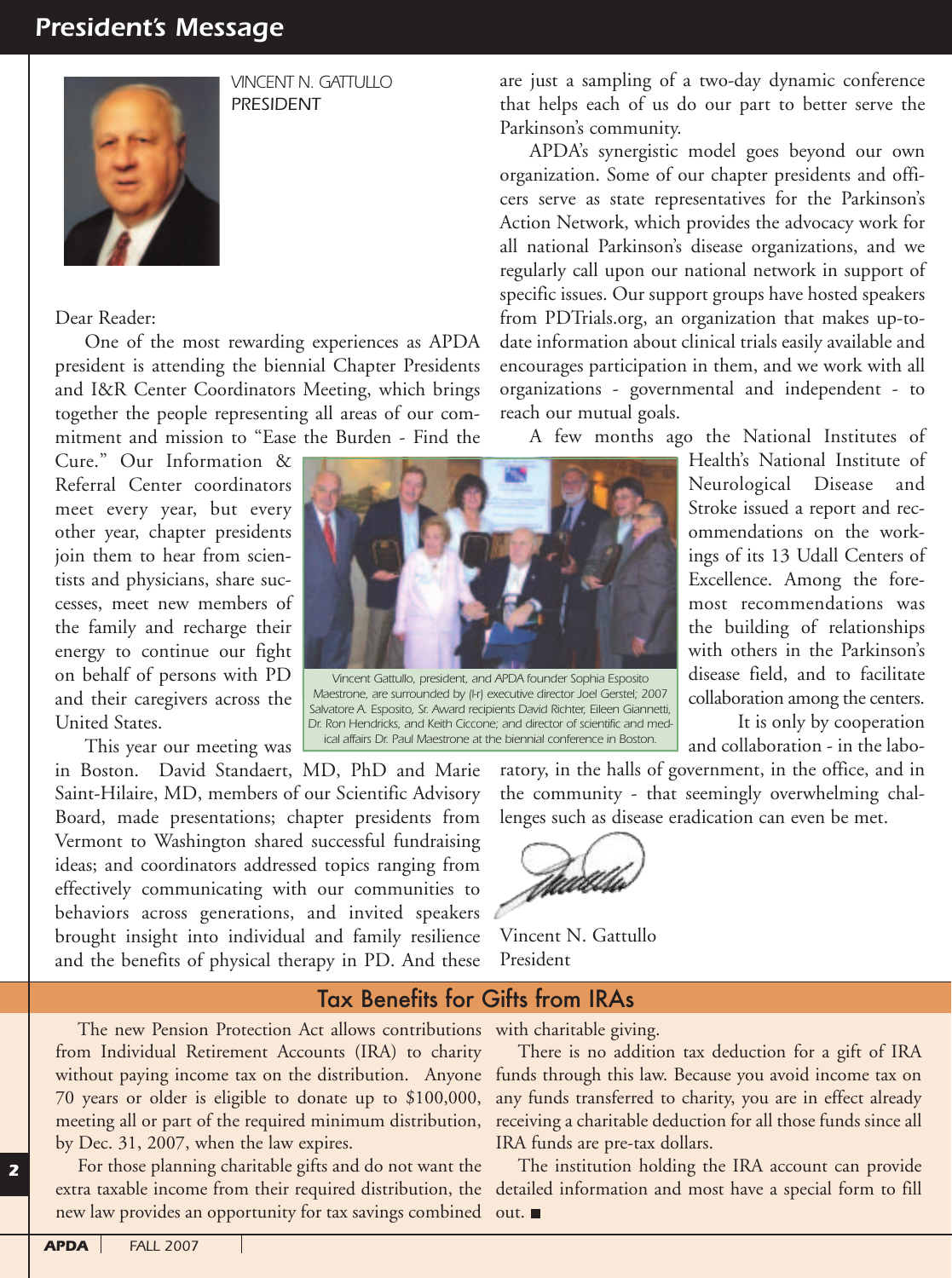# President's Message

VINCENT N. GATTULLO
PRESIDENT

Dear Reader:

One of the most rewarding experiences as APDA president is attending the biennial Chapter Presidents and I&R Center Coordinators Meeting, which brings together the people representing all areas of our commitment and mission to "Ease the Burden - Find the Cure." Our Information & Referral Center coordinators meet every year, but every other year, chapter presidents join them to hear from scientists and physicians, share successes, meet new members of the family and recharge their energy to continue our fight on behalf of persons with PD and their caregivers across the United States.

This year our meeting was in Boston. David Standaert, MD, PhD and Marie Saint-Hilaire, MD, members of our Scientific Advisory Board, made presentations; chapter presidents from Vermont to Washington shared successful fundraising ideas; and coordinators addressed topics ranging from effectively communicating with our communities to behaviors across generations, and invited speakers brought insight into individual and family resilience and the benefits of physical therapy in PD. And these are just a sampling of a two-day dynamic conference that helps each of us do our part to better serve the Parkinson's community.

*Vincent Gattullo, president, and APDA founder Sophia Esposito Maestrone, are surrounded by (l-r) executive director Joel Gerstel; 2007 Salvatore A. Esposito, Sr. Award recipients David Richter, Eileen Giannetti, Dr. Ron Hendricks, and Keith Ciccone; and director of scientific and medical affairs Dr. Paul Maestrone at the biennial conference in Boston.*

APDA's synergistic model goes beyond our own organization. Some of our chapter presidents and officers serve as state representatives for the Parkinson's Action Network, which provides the advocacy work for all national Parkinson's disease organizations, and we regularly call upon our national network in support of specific issues. Our support groups have hosted speakers from PDTrials.org, an organization that makes up-to-date information about clinical trials easily available and encourages participation in them, and we work with all organizations - governmental and independent - to reach our mutual goals.

A few months ago the National Institutes of Health's National Institute of Neurological Disease and Stroke issued a report and recommendations on the workings of its 13 Udall Centers of Excellence. Among the foremost recommendations was the building of relationships with others in the Parkinson's disease field, and to facilitate collaboration among the centers.

It is only by cooperation and collaboration - in the laboratory, in the halls of government, in the office, and in the community - that seemingly overwhelming challenges such as disease eradication can even be met.

Vincent N. Gattullo
President

## Tax Benefits for Gifts from IRAs

The new Pension Protection Act allows contributions from Individual Retirement Accounts (IRA) to charity without paying income tax on the distribution. Anyone 70 years or older is eligible to donate up to $100,000, meeting all or part of the required minimum distribution, by Dec. 31, 2007, when the law expires.

For those planning charitable gifts and do not want the extra taxable income from their required distribution, the new law provides an opportunity for tax savings combined with charitable giving.

There is no addition tax deduction for a gift of IRA funds through this law. Because you avoid income tax on any funds transferred to charity, you are in effect already receiving a charitable deduction for all those funds since all IRA funds are pre-tax dollars.

The institution holding the IRA account can provide detailed information and most have a special form to fill out. ■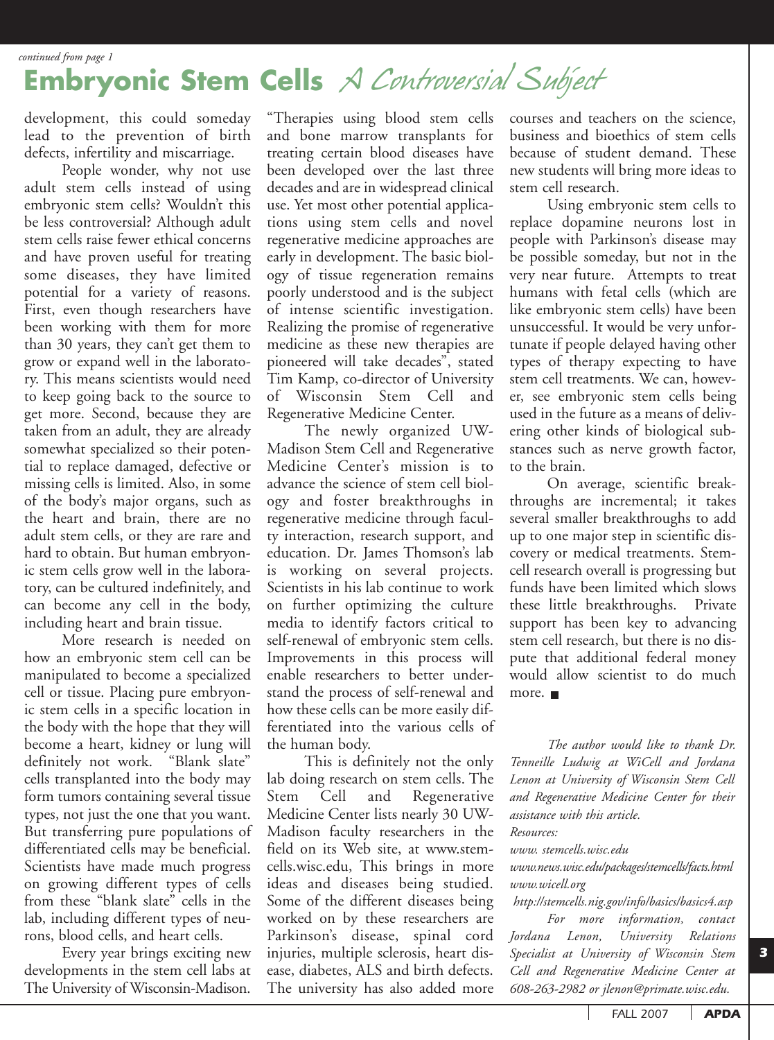*continued from page 1*

# Embryonic Stem Cells *A Controversial Subject*

development, this could someday lead to the prevention of birth defects, infertility and miscarriage.

People wonder, why not use adult stem cells instead of using embryonic stem cells? Wouldn't this be less controversial? Although adult stem cells raise fewer ethical concerns and have proven useful for treating some diseases, they have limited potential for a variety of reasons. First, even though researchers have been working with them for more than 30 years, they can't get them to grow or expand well in the laboratory. This means scientists would need to keep going back to the source to get more. Second, because they are taken from an adult, they are already somewhat specialized so their potential to replace damaged, defective or missing cells is limited. Also, in some of the body's major organs, such as the heart and brain, there are no adult stem cells, or they are rare and hard to obtain. But human embryonic stem cells grow well in the laboratory, can be cultured indefinitely, and can become any cell in the body, including heart and brain tissue.

More research is needed on how an embryonic stem cell can be manipulated to become a specialized cell or tissue. Placing pure embryonic stem cells in a specific location in the body with the hope that they will become a heart, kidney or lung will definitely not work. "Blank slate" cells transplanted into the body may form tumors containing several tissue types, not just the one that you want. But transferring pure populations of differentiated cells may be beneficial. Scientists have made much progress on growing different types of cells from these "blank slate" cells in the lab, including different types of neurons, blood cells, and heart cells.

Every year brings exciting new developments in the stem cell labs at The University of Wisconsin-Madison. "Therapies using blood stem cells and bone marrow transplants for treating certain blood diseases have been developed over the last three decades and are in widespread clinical use. Yet most other potential applications using stem cells and novel regenerative medicine approaches are early in development. The basic biology of tissue regeneration remains poorly understood and is the subject of intense scientific investigation. Realizing the promise of regenerative medicine as these new therapies are pioneered will take decades", stated Tim Kamp, co-director of University of Wisconsin Stem Cell and Regenerative Medicine Center.

The newly organized UW-Madison Stem Cell and Regenerative Medicine Center's mission is to advance the science of stem cell biology and foster breakthroughs in regenerative medicine through faculty interaction, research support, and education. Dr. James Thomson's lab is working on several projects. Scientists in his lab continue to work on further optimizing the culture media to identify factors critical to self-renewal of embryonic stem cells. Improvements in this process will enable researchers to better understand the process of self-renewal and how these cells can be more easily differentiated into the various cells of the human body.

This is definitely not the only lab doing research on stem cells. The Stem Cell and Regenerative Medicine Center lists nearly 30 UW-Madison faculty researchers in the field on its Web site, at www.stemcells.wisc.edu, This brings in more ideas and diseases being studied. Some of the different diseases being worked on by these researchers are Parkinson's disease, spinal cord injuries, multiple sclerosis, heart disease, diabetes, ALS and birth defects. The university has also added more courses and teachers on the science, business and bioethics of stem cells because of student demand. These new students will bring more ideas to stem cell research.

Using embryonic stem cells to replace dopamine neurons lost in people with Parkinson's disease may be possible someday, but not in the very near future. Attempts to treat humans with fetal cells (which are like embryonic stem cells) have been unsuccessful. It would be very unfortunate if people delayed having other types of therapy expecting to have stem cell treatments. We can, however, see embryonic stem cells being used in the future as a means of delivering other kinds of biological substances such as nerve growth factor, to the brain.

On average, scientific breakthroughs are incremental; it takes several smaller breakthroughs to add up to one major step in scientific discovery or medical treatments. Stem-cell research overall is progressing but funds have been limited which slows these little breakthroughs. Private support has been key to advancing stem cell research, but there is no dispute that additional federal money would allow scientist to do much more. ■

*The author would like to thank Dr. Tenneille Ludwig at WiCell and Jordana Lenon at University of Wisconsin Stem Cell and Regenerative Medicine Center for their assistance with this article.*

*Resources:*

*www. stemcells.wisc.edu*

*www.news.wisc.edu/packages/stemcells/facts.html*

*www.wicell.org*

*http://stemcells.nig.gov/info/basics/basics4.asp*

*For more information, contact Jordana Lenon, University Relations Specialist at University of Wisconsin Stem Cell and Regenerative Medicine Center at 608-263-2982 or jlenon@primate.wisc.edu.*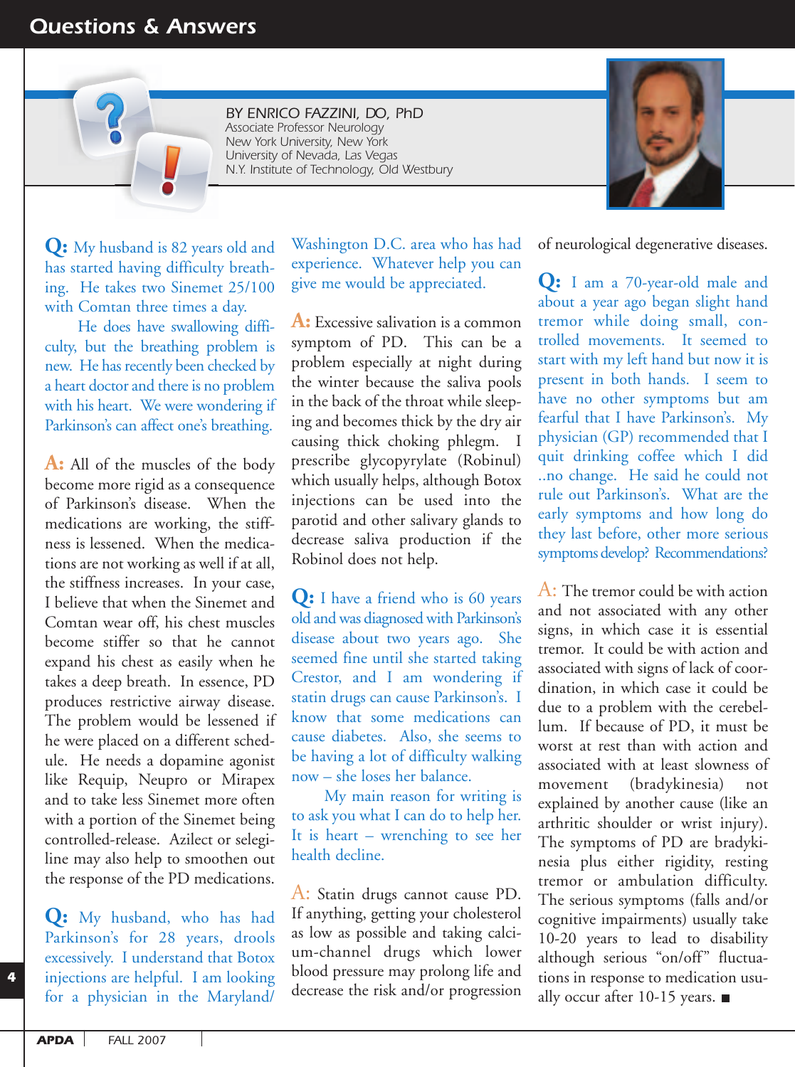# Questions & Answers

BY ENRICO FAZZINI, DO, PhD
Associate Professor Neurology
New York University, New York
University of Nevada, Las Vegas
N.Y. Institute of Technology, Old Westbury

**Q:** My husband is 82 years old and has started having difficulty breathing. He takes two Sinemet 25/100 with Comtan three times a day.

He does have swallowing difficulty, but the breathing problem is new. He has recently been checked by a heart doctor and there is no problem with his heart. We were wondering if Parkinson's can affect one's breathing.

**A:** All of the muscles of the body become more rigid as a consequence of Parkinson's disease. When the medications are working, the stiffness is lessened. When the medications are not working as well if at all, the stiffness increases. In your case, I believe that when the Sinemet and Comtan wear off, his chest muscles become stiffer so that he cannot expand his chest as easily when he takes a deep breath. In essence, PD produces restrictive airway disease. The problem would be lessened if he were placed on a different schedule. He needs a dopamine agonist like Requip, Neupro or Mirapex and to take less Sinemet more often with a portion of the Sinemet being controlled-release. Azilect or selegiline may also help to smoothen out the response of the PD medications.

**Q:** My husband, who has had Parkinson's for 28 years, drools excessively. I understand that Botox injections are helpful. I am looking for a physician in the Maryland/Washington D.C. area who has had experience. Whatever help you can give me would be appreciated.

**A:** Excessive salvation is a common symptom of PD. This can be a problem especially at night during the winter because the saliva pools in the back of the throat while sleeping and becomes thick by the dry air causing thick choking phlegm. I prescribe glycopyrylate (Robinul) which usually helps, although Botox injections can be used into the parotid and other salivary glands to decrease saliva production if the Robinol does not help.

**Q:** I have a friend who is 60 years old and was diagnosed with Parkinson's disease about two years ago. She seemed fine until she started taking Crestor, and I am wondering if statin drugs can cause Parkinson's. I know that some medications can cause diabetes. Also, she seems to be having a lot of difficulty walking now – she loses her balance.

My main reason for writing is to ask you what I can do to help her. It is heart – wrenching to see her health decline.

**A:** Statin drugs cannot cause PD. If anything, getting your cholesterol as low as possible and taking calcium-channel drugs which lower blood pressure may prolong life and decrease the risk and/or progression of neurological degenerative diseases.

**Q:** I am a 70-year-old male and about a year ago began slight hand tremor while doing small, controlled movements. It seemed to start with my left hand but now it is present in both hands. I seem to have no other symptoms but am fearful that I have Parkinson's. My physician (GP) recommended that I quit drinking coffee which I did ..no change. He said he could not rule out Parkinson's. What are the early symptoms and how long do they last before, other more serious symptoms develop? Recommendations?

**A:** The tremor could be with action and not associated with any other signs, in which case it is essential tremor. It could be with action and associated with signs of lack of coordination, in which case it could be due to a problem with the cerebellum. If because of PD, it must be worst at rest than with action and associated with at least slowness of movement (bradykinesia) not explained by another cause (like an arthritic shoulder or wrist injury). The symptoms of PD are bradykinesia plus either rigidity, resting tremor or ambulation difficulty. The serious symptoms (falls and/or cognitive impairments) usually take 10-20 years to lead to disability although serious "on/off" fluctuations in response to medication usually occur after 10-15 years. ■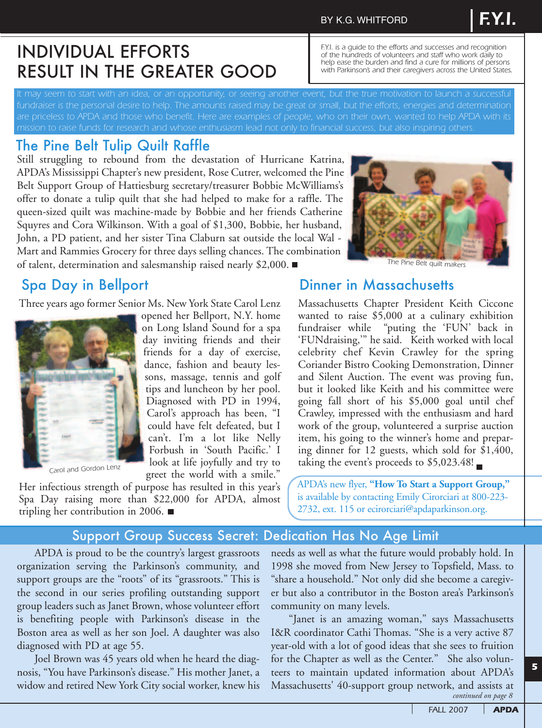# INDIVIDUAL EFFORTS RESULT IN THE GREATER GOOD

BY K.G. WHITFORD

*F.Y.I. is a guide to the efforts and successes and recognition of the hundreds of volunteers and staff who work daily to help ease the burden and find a cure for millions of persons with Parkinson's and their caregivers across the United States.*

It may seem to start with an idea, or an opportunity, or seeing another event, but the true motivation to launch a successful fundraiser is the personal desire to help. The amounts raised may be great or small, but the efforts, energies and determination are priceless to APDA and those who benefit. Here are examples of people, who on their own, wanted to help APDA with its mission to raise funds for research and whose enthusiasm lead not only to financial success, but also inspiring others.

## The Pine Belt Tulip Quilt Raffle

Still struggling to rebound from the devastation of Hurricane Katrina, APDA's Mississippi Chapter's new president, Rose Cutrer, welcomed the Pine Belt Support Group of Hattiesburg secretary/treasurer Bobbie McWilliams's offer to donate a tulip quilt that she had helped to make for a raffle. The queen-sized quilt was machine-made by Bobbie and her friends Catherine Squyres and Cora Wilkinson. With a goal of $1,300, Bobbie, her husband, John, a PD patient, and her sister Tina Claburn sat outside the local Wal - Mart and Rammies Grocery for three days selling chances. The combination of talent, determination and salesmanship raised nearly $2,000. ■

*The Pine Belt quilt makers*

## Spa Day in Bellport

Three years ago former Senior Ms. New York State Carol Lenz opened her Bellport, N.Y. home on Long Island Sound for a spa day inviting friends and their friends for a day of exercise, dance, fashion and beauty lessons, massage, tennis and golf tips and luncheon by her pool. Diagnosed with PD in 1994, Carol's approach has been, "I could have felt defeated, but I can't. I'm a lot like Nelly Forbush in 'South Pacific.' I look at life joyfully and try to greet the world with a smile." Her infectious strength of purpose has resulted in this year's Spa Day raising more than $22,000 for APDA, almost tripling her contribution in 2006. ■

*Carol and Gordon Lenz*

## Dinner in Massachusetts

Massachusetts Chapter President Keith Ciccone wanted to raise $5,000 at a culinary exhibition fundraiser while "puting the 'FUN' back in 'FUNdraising,'" he said. Keith worked with local celebrity chef Kevin Crawley for the spring Coriander Bistro Cooking Demonstration, Dinner and Silent Auction. The event was proving fun, but it looked like Keith and his committee were going fall short of his $5,000 goal until chef Crawley, impressed with the enthusiasm and hard work of the group, volunteered a surprise auction item, his going to the winner's home and preparing dinner for 12 guests, which sold for $1,400, taking the event's proceeds to $5,023.48! ■

APDA's new flyer, **"How To Start a Support Group,"** is available by contacting Emily Cirorciari at 800-223-2732, ext. 115 or ecirorciari@apdaparkinson.org.

## Support Group Success Secret: Dedication Has No Age Limit

APDA is proud to be the country's largest grassroots organization serving the Parkinson's community, and support groups are the "roots" of its "grassroots." This is the second in our series profiling outstanding support group leaders such as Janet Brown, whose volunteer effort is benefiting people with Parkinson's disease in the Boston area as well as her son Joel. A daughter was also diagnosed with PD at age 55.

Joel Brown was 45 years old when he heard the diagnosis, "You have Parkinson's disease." His mother Janet, a widow and retired New York City social worker, knew his needs as well as what the future would probably hold. In 1998 she moved from New Jersey to Topsfield, Mass. to "share a household." Not only did she become a caregiver but also a contributor in the Boston area's Parkinson's community on many levels.

"Janet is an amazing woman," says Massachusetts I&R coordinator Cathi Thomas. "She is a very active 87 year-old with a lot of good ideas that she sees to fruition for the Chapter as well as the Center." She also volunteers to maintain updated information about APDA's Massachusetts' 40-support group network, and assists at

*continued on page 8*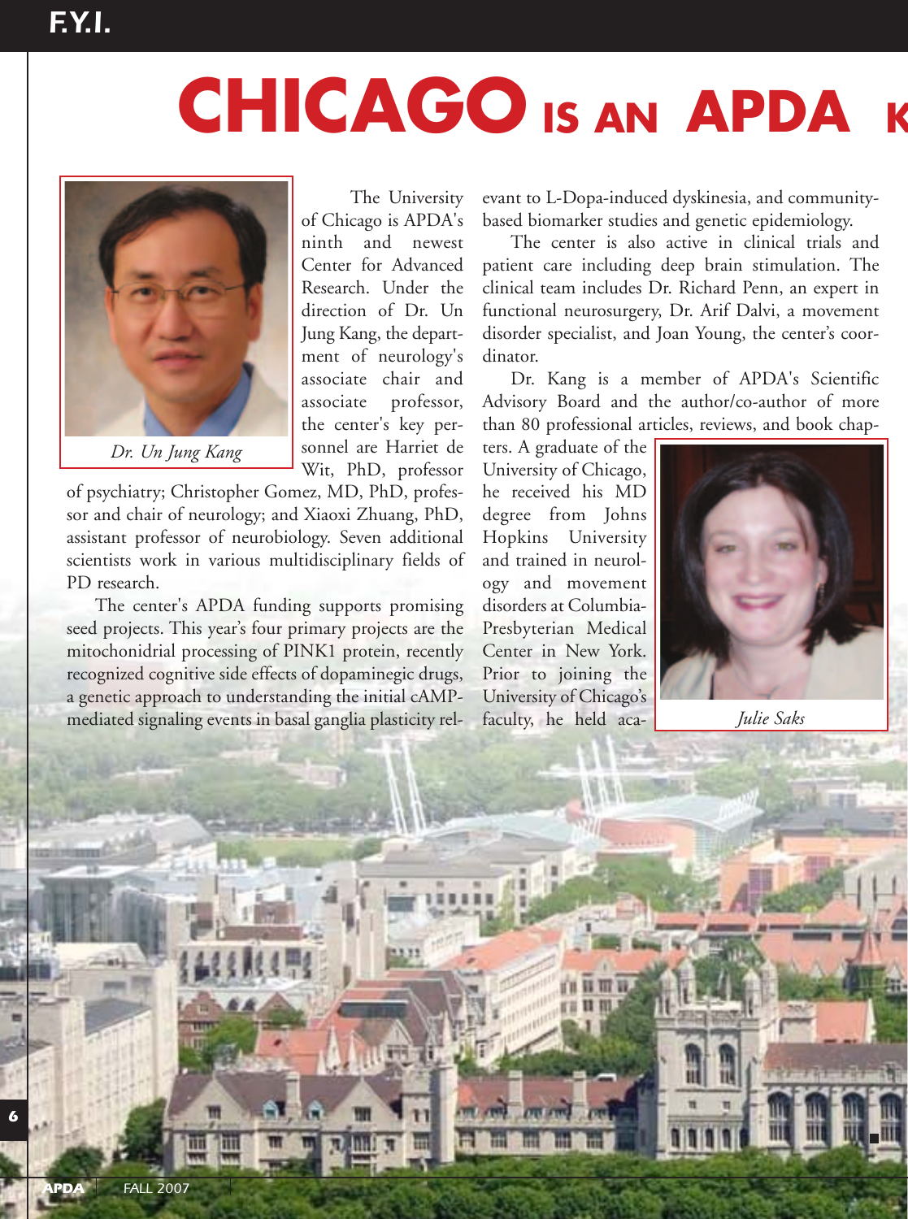# CHICAGO IS AN APDA K

*Dr. Un Jung Kang*

The University of Chicago is APDA's ninth and newest Center for Advanced Research. Under the direction of Dr. Un Jung Kang, the department of neurology's associate chair and associate professor, the center's key personnel are Harriet de Wit, PhD, professor of psychiatry; Christopher Gomez, MD, PhD, professor and chair of neurology; and Xiaoxi Zhuang, PhD, assistant professor of neurobiology. Seven additional scientists work in various multidisciplinary fields of PD research.

The center's APDA funding supports promising seed projects. This year's four primary projects are the mitochonidrial processing of PINK1 protein, recently recognized cognitive side effects of dopaminegic drugs, a genetic approach to understanding the initial cAMP-mediated signaling events in basal ganglia plasticity relevant to L-Dopa-induced dyskinesia, and community-based biomarker studies and genetic epidemiology.

The center is also active in clinical trials and patient care including deep brain stimulation. The clinical team includes Dr. Richard Penn, an expert in functional neurosurgery, Dr. Arif Dalvi, a movement disorder specialist, and Joan Young, the center's coordinator.

Dr. Kang is a member of APDA's Scientific Advisory Board and the author/co-author of more than 80 professional articles, reviews, and book chapters. A graduate of the University of Chicago, he received his MD degree from Johns Hopkins University and trained in neurology and movement disorders at Columbia-Presbyterian Medical Center in New York. Prior to joining the University of Chicago's faculty, he held aca-

*Julie Saks*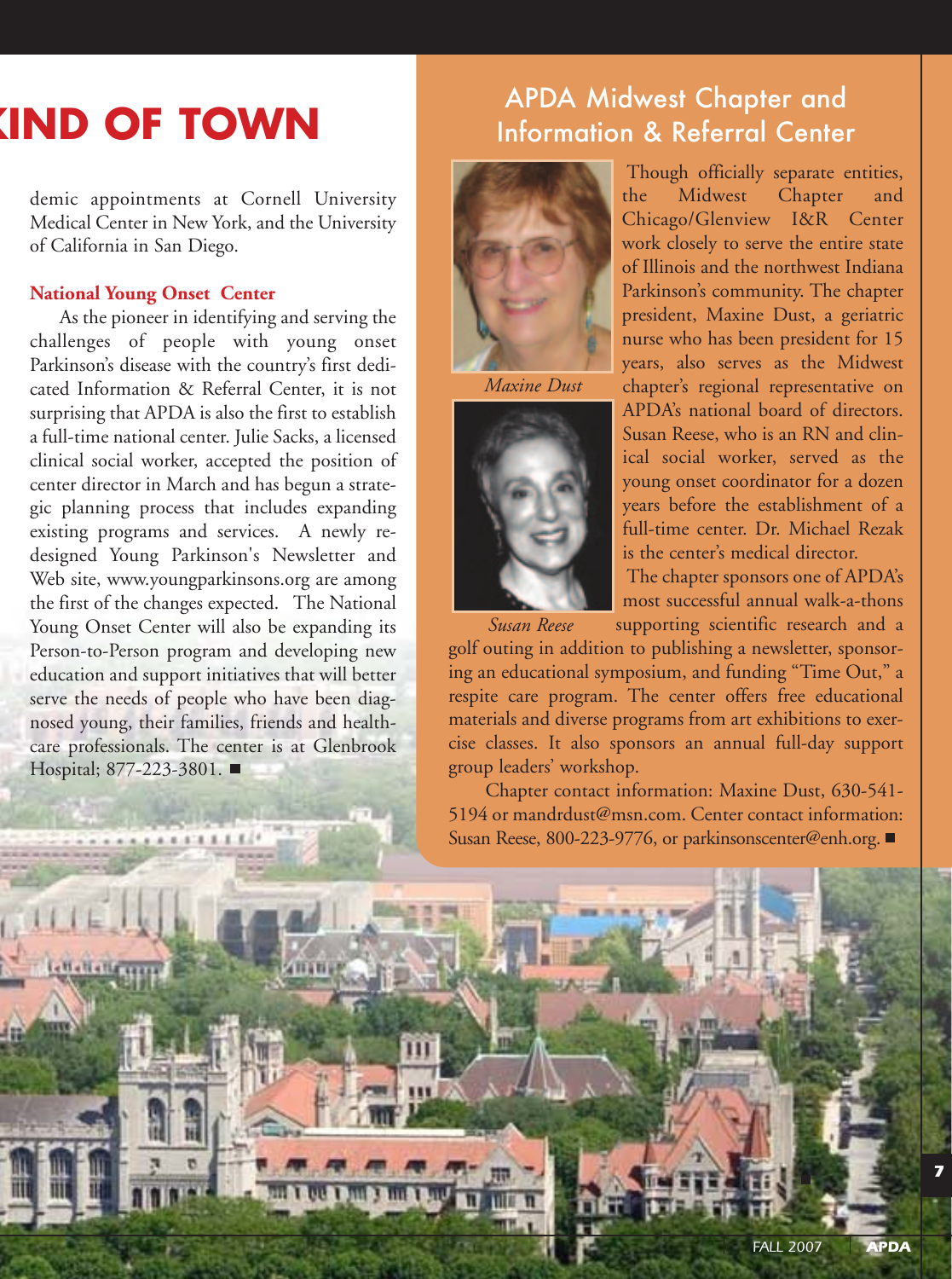# KIND OF TOWN

demic appointments at Cornell University Medical Center in New York, and the University of California in San Diego.

**National Young Onset Center**

As the pioneer in identifying and serving the challenges of people with young onset Parkinson's disease with the country's first dedicated Information & Referral Center, it is not surprising that APDA is also the first to establish a full-time national center. Julie Sacks, a licensed clinical social worker, accepted the position of center director in March and has begun a strategic planning process that includes expanding existing programs and services. A newly redesigned Young Parkinson's Newsletter and Web site, www.youngparkinsons.org are among the first of the changes expected. The National Young Onset Center will also be expanding its Person-to-Person program and developing new education and support initiatives that will better serve the needs of people who have been diagnosed young, their families, friends and healthcare professionals. The center is at Glenbrook Hospital; 877-223-3801. ■

## APDA Midwest Chapter and Information & Referral Center

*Maxine Dust*

*Susan Reese*

Though officially separate entities, the Midwest Chapter and Chicago/Glenview I&R Center work closely to serve the entire state of Illinois and the northwest Indiana Parkinson's community. The chapter president, Maxine Dust, a geriatric nurse who has been president for 15 years, also serves as the Midwest chapter's regional representative on APDA's national board of directors. Susan Reese, who is an RN and clinical social worker, served as the young onset coordinator for a dozen years before the establishment of a full-time center. Dr. Michael Rezak is the center's medical director.

The chapter sponsors one of APDA's most successful annual walk-a-thons supporting scientific research and a golf outing in addition to publishing a newsletter, sponsoring an educational symposium, and funding "Time Out," a respite care program. The center offers free educational materials and diverse programs from art exhibitions to exercise classes. It also sponsors an annual full-day support group leaders' workshop.

Chapter contact information: Maxine Dust, 630-541-5194 or mandrdust@msn.com. Center contact information: Susan Reese, 800-223-9776, or parkinsonscenter@enh.org. ■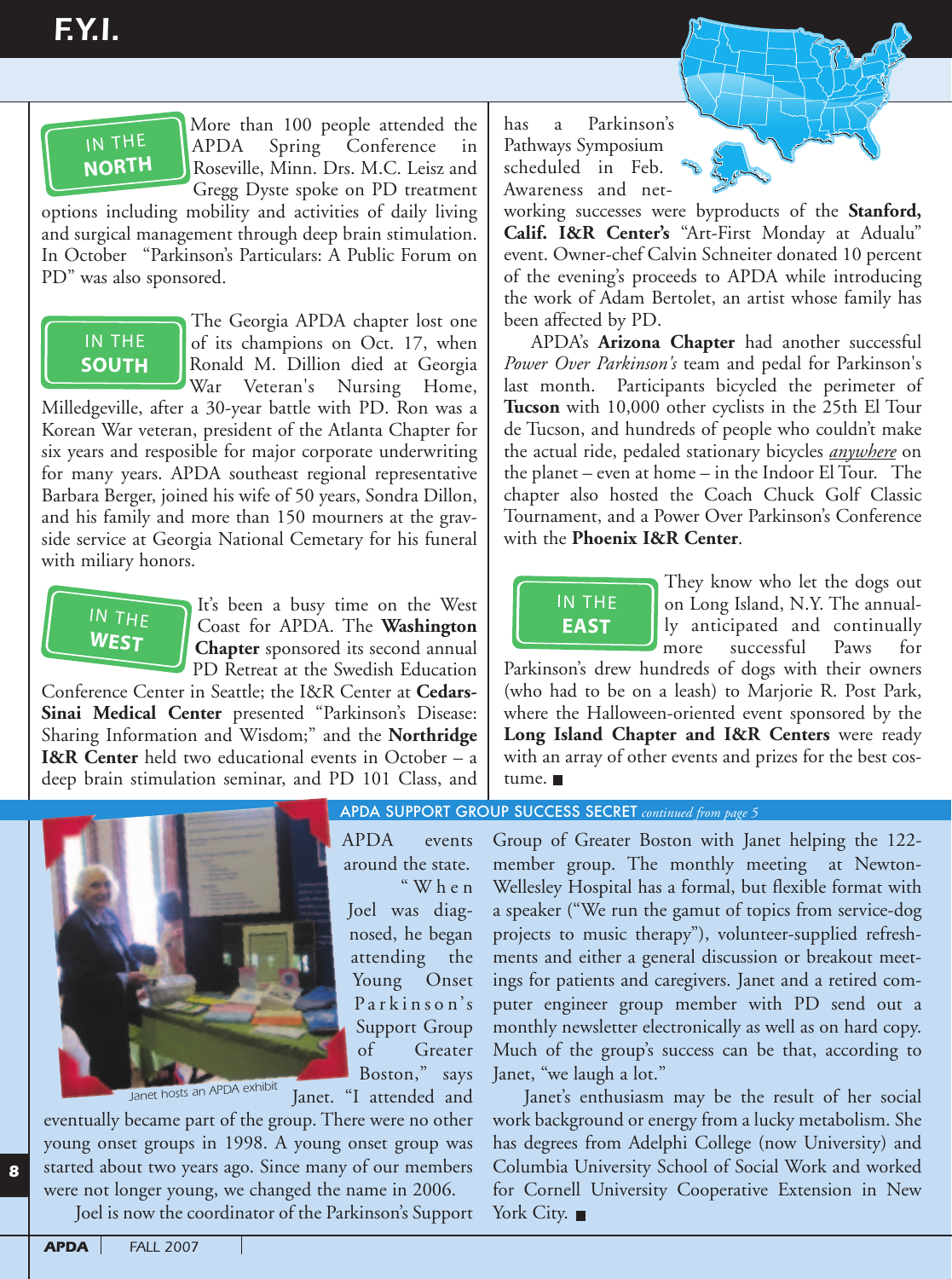# F.Y.I.

## IN THE NORTH

More than 100 people attended the APDA Spring Conference in Roseville, Minn. Drs. M.C. Leisz and Gregg Dyste spoke on PD treatment options including mobility and activities of daily living and surgical management through deep brain stimulation. In October "Parkinson's Particulars: A Public Forum on PD" was also sponsored.

## IN THE SOUTH

The Georgia APDA chapter lost one of its champions on Oct. 17, when Ronald M. Dillion died at Georgia War Veteran's Nursing Home, Milledgeville, after a 30-year battle with PD. Ron was a Korean War veteran, president of the Atlanta Chapter for six years and resposible for major corporate underwriting for many years. APDA southeast regional representative Barbara Berger, joined his wife of 50 years, Sondra Dillon, and his family and more than 150 mourners at the gravside service at Georgia National Cemetary for his funeral with miliary honors.

## IN THE WEST

It's been a busy time on the West Coast for APDA. The **Washington Chapter** sponsored its second annual PD Retreat at the Swedish Education Conference Center in Seattle; the I&R Center at **Cedars-Sinai Medical Center** presented "Parkinson's Disease: Sharing Information and Wisdom;" and the **Northridge I&R Center** held two educational events in October – a deep brain stimulation seminar, and PD 101 Class, and has a Parkinson's Pathways Symposium scheduled in Feb. Awareness and networking successes were byproducts of the **Stanford, Calif. I&R Center's** "Art-First Monday at Adualu" event. Owner-chef Calvin Schneiter donated 10 percent of the evening's proceeds to APDA while introducing the work of Adam Bertolet, an artist whose family has been affected by PD.

APDA's **Arizona Chapter** had another successful *Power Over Parkinson's* team and pedal for Parkinson's last month. Participants bicycled the perimeter of **Tucson** with 10,000 other cyclists in the 25th El Tour de Tucson, and hundreds of people who couldn't make the actual ride, pedaled stationary bicycles *anywhere* on the planet – even at home – in the Indoor El Tour. The chapter also hosted the Coach Chuck Golf Classic Tournament, and a Power Over Parkinson's Conference with the **Phoenix I&R Center**.

## IN THE EAST

They know who let the dogs out on Long Island, N.Y. The annually anticipated and continually more successful Paws for Parkinson's drew hundreds of dogs with their owners (who had to be on a leash) to Marjorie R. Post Park, where the Halloween-oriented event sponsored by the **Long Island Chapter and I&R Centers** were ready with an array of other events and prizes for the best costume. ■

## APDA SUPPORT GROUP SUCCESS SECRET *continued from page 5*

Janet hosts an APDA exhibit

APDA events around the state. "When Joel was diagnosed, he began attending the Young Onset Parkinson's Support Group of Greater Boston," says Janet. "I attended and eventually became part of the group. There were no other young onset groups in 1998. A young onset group was started about two years ago. Since many of our members were not longer young, we changed the name in 2006.

Joel is now the coordinator of the Parkinson's Support Group of Greater Boston with Janet helping the 122-member group. The monthly meeting at Newton-Wellesley Hospital has a formal, but flexible format with a speaker ("We run the gamut of topics from service-dog projects to music therapy"), volunteer-supplied refreshments and either a general discussion or breakout meetings for patients and caregivers. Janet and a retired computer engineer group member with PD send out a monthly newsletter electronically as well as on hard copy. Much of the group's success can be that, according to Janet, "we laugh a lot."

Janet's enthusiasm may be the result of her social work background or energy from a lucky metabolism. She has degrees from Adelphi College (now University) and Columbia University School of Social Work and worked for Cornell University Cooperative Extension in New York City. ■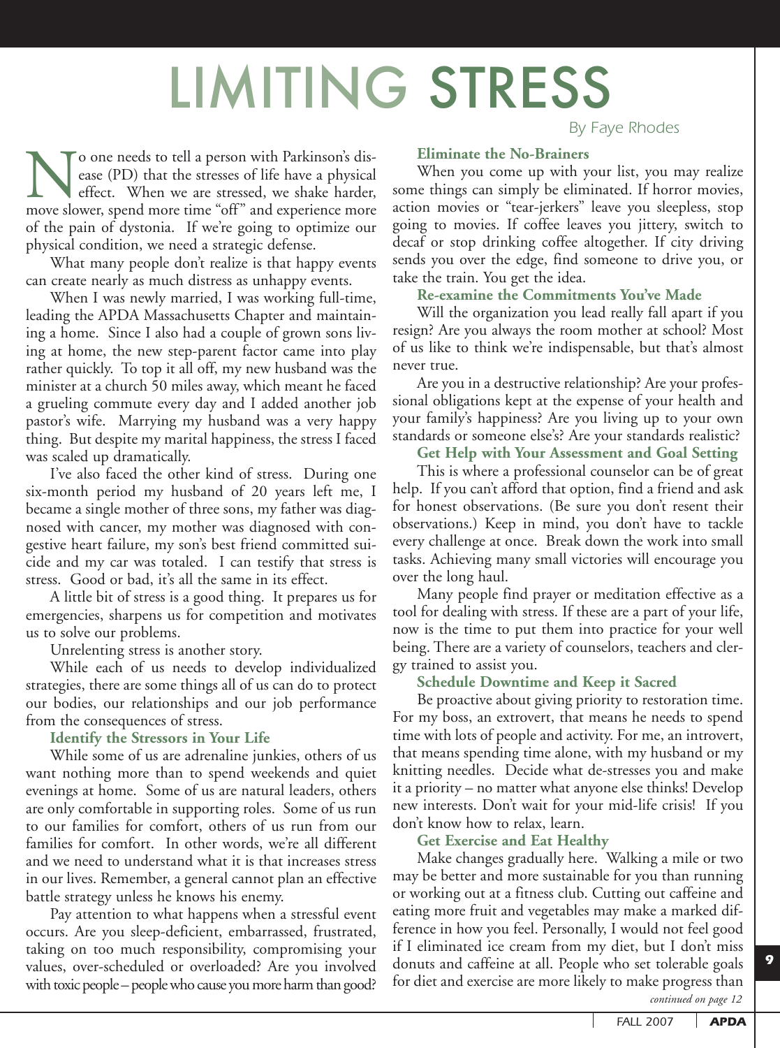# LIMITING STRESS

*By Faye Rhodes*

No one needs to tell a person with Parkinson's disease (PD) that the stresses of life have a physical effect. When we are stressed, we shake harder, move slower, spend more time "off" and experience more of the pain of dystonia. If we're going to optimize our physical condition, we need a strategic defense.

What many people don't realize is that happy events can create nearly as much distress as unhappy events.

When I was newly married, I was working full-time, leading the APDA Massachusetts Chapter and maintaining a home. Since I also had a couple of grown sons living at home, the new step-parent factor came into play rather quickly. To top it all off, my new husband was the minister at a church 50 miles away, which meant he faced a grueling commute every day and I added another job pastor's wife. Marrying my husband was a very happy thing. But despite my marital happiness, the stress I faced was scaled up dramatically.

I've also faced the other kind of stress. During one six-month period my husband of 20 years left me, I became a single mother of three sons, my father was diagnosed with cancer, my mother was diagnosed with congestive heart failure, my son's best friend committed suicide and my car was totaled. I can testify that stress is stress. Good or bad, it's all the same in its effect.

A little bit of stress is a good thing. It prepares us for emergencies, sharpens us for competition and motivates us to solve our problems.

Unrelenting stress is another story.

While each of us needs to develop individualized strategies, there are some things all of us can do to protect our bodies, our relationships and our job performance from the consequences of stress.

### Identify the Stressors in Your Life

While some of us are adrenaline junkies, others of us want nothing more than to spend weekends and quiet evenings at home. Some of us are natural leaders, others are only comfortable in supporting roles. Some of us run to our families for comfort, others of us run from our families for comfort. In other words, we're all different and we need to understand what it is that increases stress in our lives. Remember, a general cannot plan an effective battle strategy unless he knows his enemy.

Pay attention to what happens when a stressful event occurs. Are you sleep-deficient, embarrassed, frustrated, taking on too much responsibility, compromising your values, over-scheduled or overloaded? Are you involved with toxic people – people who cause you more harm than good?

### Eliminate the No-Brainers

When you come up with your list, you may realize some things can simply be eliminated. If horror movies, action movies or "tear-jerkers" leave you sleepless, stop going to movies. If coffee leaves you jittery, switch to decaf or stop drinking coffee altogether. If city driving sends you over the edge, find someone to drive you, or take the train. You get the idea.

### Re-examine the Commitments You've Made

Will the organization you lead really fall apart if you resign? Are you always the room mother at school? Most of us like to think we're indispensable, but that's almost never true.

Are you in a destructive relationship? Are your professional obligations kept at the expense of your health and your family's happiness? Are you living up to your own standards or someone else's? Are your standards realistic?

### Get Help with Your Assessment and Goal Setting

This is where a professional counselor can be of great help. If you can't afford that option, find a friend and ask for honest observations. (Be sure you don't resent their observations.) Keep in mind, you don't have to tackle every challenge at once. Break down the work into small tasks. Achieving many small victories will encourage you over the long haul.

Many people find prayer or meditation effective as a tool for dealing with stress. If these are a part of your life, now is the time to put them into practice for your well being. There are a variety of counselors, teachers and clergy trained to assist you.

### Schedule Downtime and Keep it Sacred

Be proactive about giving priority to restoration time. For my boss, an extrovert, that means he needs to spend time with lots of people and activity. For me, an introvert, that means spending time alone, with my husband or my knitting needles. Decide what de-stresses you and make it a priority – no matter what anyone else thinks! Develop new interests. Don't wait for your mid-life crisis! If you don't know how to relax, learn.

### Get Exercise and Eat Healthy

Make changes gradually here. Walking a mile or two may be better and more sustainable for you than running or working out at a fitness club. Cutting out caffeine and eating more fruit and vegetables may make a marked difference in how you feel. Personally, I would not feel good if I eliminated ice cream from my diet, but I don't miss donuts and caffeine at all. People who set tolerable goals for diet and exercise are more likely to make progress than

*continued on page 12*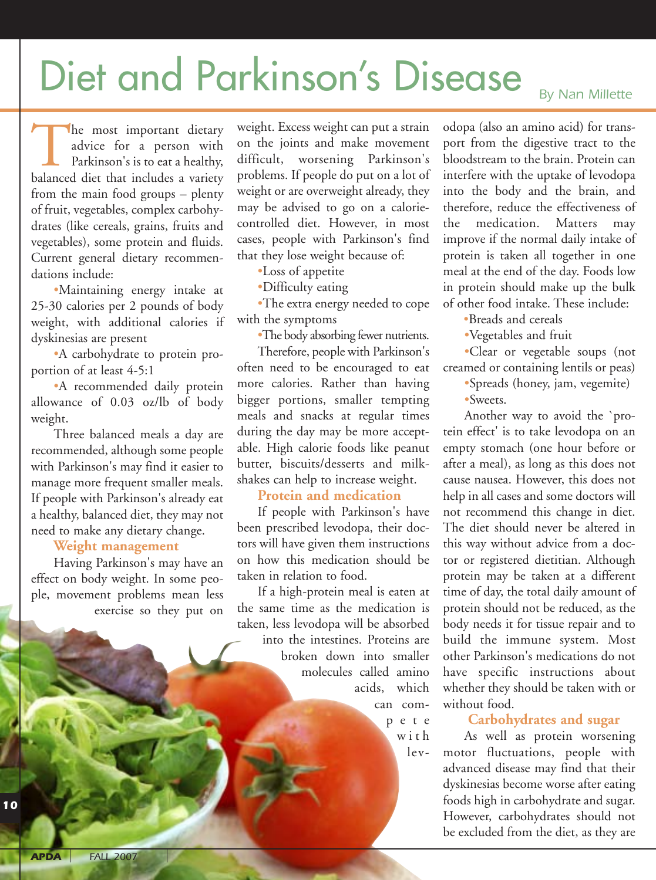# Diet and Parkinson's Disease

*By Nan Millette*

The most important dietary advice for a person with Parkinson's is to eat a healthy, balanced diet that includes a variety from the main food groups – plenty of fruit, vegetables, complex carbohydrates (like cereals, grains, fruits and vegetables), some protein and fluids. Current general dietary recommendations include:

- Maintaining energy intake at 25-30 calories per 2 pounds of body weight, with additional calories if dyskinesias are present
- A carbohydrate to protein proportion of at least 4-5:1
- A recommended daily protein allowance of 0.03 oz/lb of body weight.

Three balanced meals a day are recommended, although some people with Parkinson's may find it easier to manage more frequent smaller meals. If people with Parkinson's already eat a healthy, balanced diet, they may not need to make any dietary change.

### Weight management

Having Parkinson's may have an effect on body weight. In some people, movement problems mean less exercise so they put on weight. Excess weight can put a strain on the joints and make movement difficult, worsening Parkinson's problems. If people do put on a lot of weight or are overweight already, they may be advised to go on a calorie-controlled diet. However, in most cases, people with Parkinson's find that they lose weight because of:

- Loss of appetite
- Difficulty eating
- The extra energy needed to cope with the symptoms
- The body absorbing fewer nutrients.

Therefore, people with Parkinson's often need to be encouraged to eat more calories. Rather than having bigger portions, smaller tempting meals and snacks at regular times during the day may be more acceptable. High calorie foods like peanut butter, biscuits/desserts and milkshakes can help to increase weight.

### Protein and medication

If people with Parkinson's have been prescribed levodopa, their doctors will have given them instructions on how this medication should be taken in relation to food.

If a high-protein meal is eaten at the same time as the medication is taken, less levodopa will be absorbed into the intestines. Proteins are broken down into smaller molecules called amino acids, which can compete with levodopa (also an amino acid) for transport from the digestive tract to the bloodstream to the brain. Protein can interfere with the uptake of levodopa into the body and the brain, and therefore, reduce the effectiveness of the medication. Matters may improve if the normal daily intake of protein is taken all together in one meal at the end of the day. Foods low in protein should make up the bulk of other food intake. These include:

- Breads and cereals
- Vegetables and fruit
- Clear or vegetable soups (not creamed or containing lentils or peas)
- Spreads (honey, jam, vegemite)
- Sweets.

Another way to avoid the `protein effect' is to take levodopa on an empty stomach (one hour before or after a meal), as long as this does not cause nausea. However, this does not help in all cases and some doctors will not recommend this change in diet. The diet should never be altered in this way without advice from a doctor or registered dietitian. Although protein may be taken at a different time of day, the total daily amount of protein should not be reduced, as the body needs it for tissue repair and to build the immune system. Most other Parkinson's medications do not have specific instructions about whether they should be taken with or without food.

### Carbohydrates and sugar

As well as protein worsening motor fluctuations, people with advanced disease may find that their dyskinesias become worse after eating foods high in carbohydrate and sugar. However, carbohydrates should not be excluded from the diet, as they are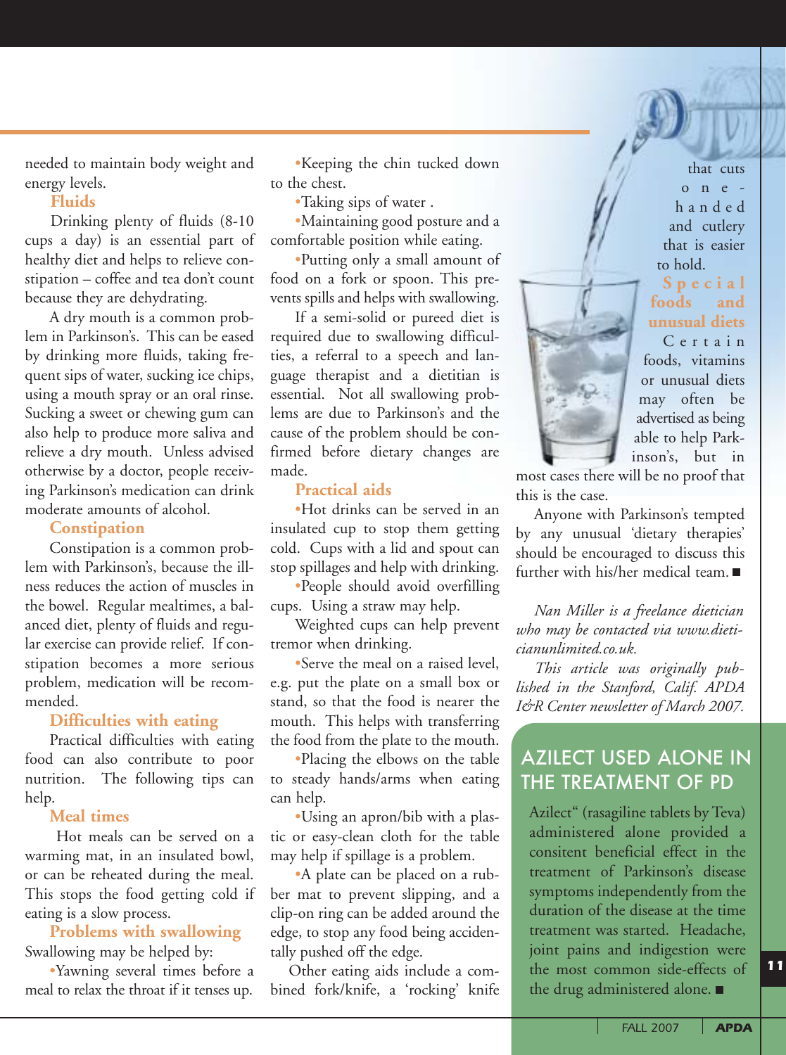needed to maintain body weight and energy levels.

### Fluids

Drinking plenty of fluids (8-10 cups a day) is an essential part of healthy diet and helps to relieve constipation – coffee and tea don't count because they are dehydrating.

A dry mouth is a common problem in Parkinson's. This can be eased by drinking more fluids, taking frequent sips of water, sucking ice chips, using a mouth spray or an oral rinse. Sucking a sweet or chewing gum can also help to produce more saliva and relieve a dry mouth. Unless advised otherwise by a doctor, people receiving Parkinson's medication can drink moderate amounts of alcohol.

### Constipation

Constipation is a common problem with Parkinson's, because the illness reduces the action of muscles in the bowel. Regular mealtimes, a balanced diet, plenty of fluids and regular exercise can provide relief. If constipation becomes a more serious problem, medication will be recommended.

### Difficulties with eating

Practical difficulties with eating food can also contribute to poor nutrition. The following tips can help.

### Meal times

Hot meals can be served on a warming mat, in an insulated bowl, or can be reheated during the meal. This stops the food getting cold if eating is a slow process.

### Problems with swallowing

Swallowing may be helped by:

- Yawning several times before a meal to relax the throat if it tenses up.
- Keeping the chin tucked down to the chest.
- Taking sips of water .
- Maintaining good posture and a comfortable position while eating.
- Putting only a small amount of food on a fork or spoon. This prevents spills and helps with swallowing.

If a semi-solid or pureed diet is required due to swallowing difficulties, a referral to a speech and language therapist and a dietitian is essential. Not all swallowing problems are due to Parkinson's and the cause of the problem should be confirmed before dietary changes are made.

### Practical aids

- Hot drinks can be served in an insulated cup to stop them getting cold. Cups with a lid and spout can stop spillages and help with drinking.
- People should avoid overfilling cups. Using a straw may help.

Weighted cups can help prevent tremor when drinking.

- Serve the meal on a raised level, e.g. put the plate on a small box or stand, so that the food is nearer the mouth. This helps with transferring the food from the plate to the mouth.
- Placing the elbows on the table to steady hands/arms when eating can help.
- Using an apron/bib with a plastic or easy-clean cloth for the table may help if spillage is a problem.
- A plate can be placed on a rubber mat to prevent slipping, and a clip-on ring can be added around the edge, to stop any food being accidentally pushed off the edge.

Other eating aids include a combined fork/knife, a 'rocking' knife that cuts one-handed and cutlery that is easier to hold.

### Special foods and unusual diets

Certain foods, vitamins or unusual diets may often be advertised as being able to help Parkinson's, but in most cases there will be no proof that this is the case.

Anyone with Parkinson's tempted by any unusual 'dietary therapies' should be encouraged to discuss this further with his/her medical team. ■

*Nan Miller is a freelance dietician who may be contacted via www.dieticianunlimited.co.uk.*

*This article was originally published in the Stanford, Calif. APDA I&R Center newsletter of March 2007.*

## AZILECT USED ALONE IN THE TREATMENT OF PD

Azilect" (rasagiline tablets by Teva) administered alone provided a consitent beneficial effect in the treatment of Parkinson's disease symptoms independently from the duration of the disease at the time treatment was started. Headache, joint pains and indigestion were the most common side-effects of the drug administered alone. ■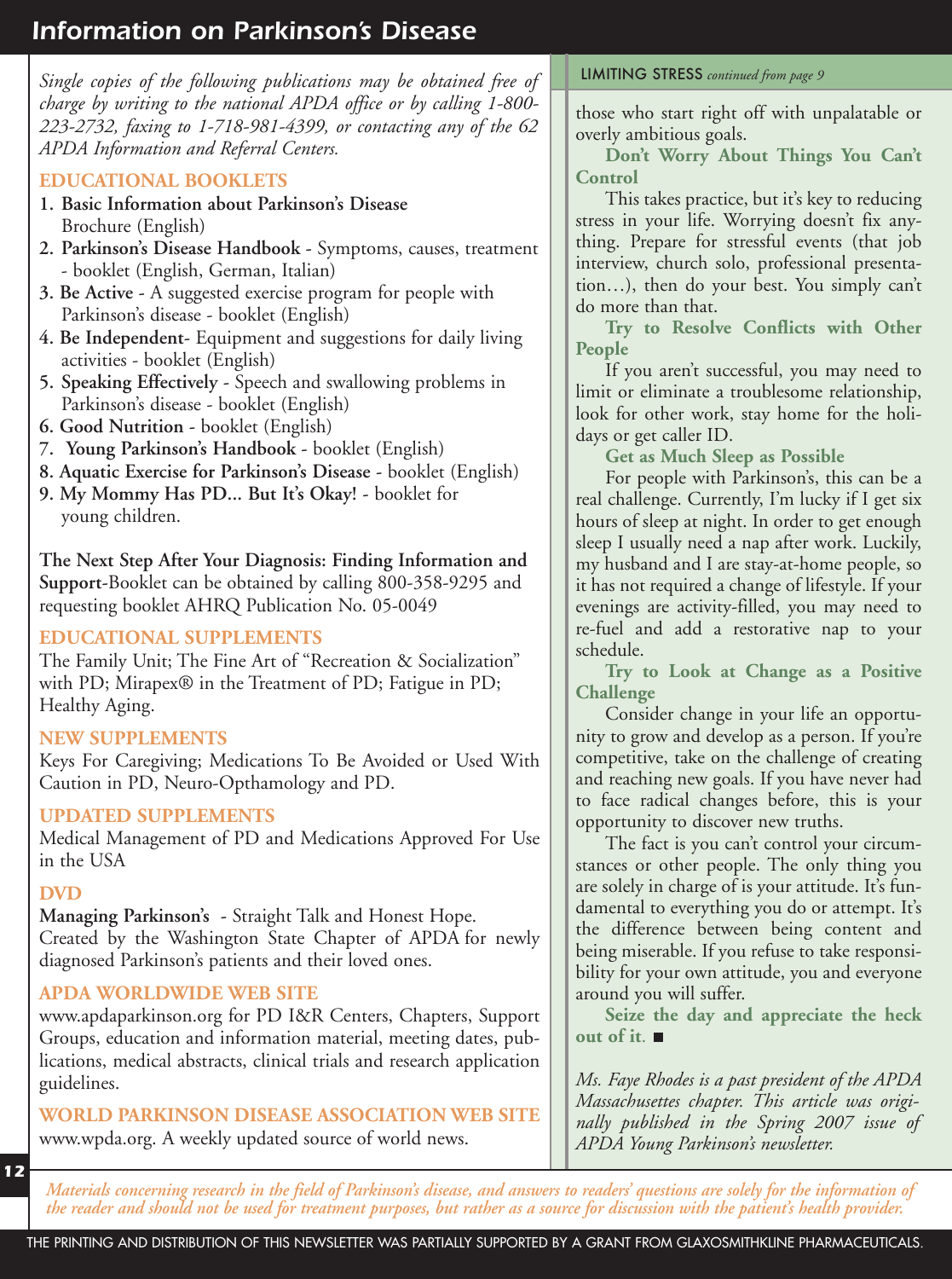# Information on Parkinson's Disease

*Single copies of the following publications may be obtained free of charge by writing to the national APDA office or by calling 1-800-223-2732, faxing to 1-718-981-4399, or contacting any of the 62 APDA Information and Referral Centers.*

## EDUCATIONAL BOOKLETS

1. **Basic Information about Parkinson's Disease** Brochure (English)
2. **Parkinson's Disease Handbook** - Symptoms, causes, treatment - booklet (English, German, Italian)
3. **Be Active** - A suggested exercise program for people with Parkinson's disease - booklet (English)
4. **Be Independent**- Equipment and suggestions for daily living activities - booklet (English)
5. **Speaking Effectively** - Speech and swallowing problems in Parkinson's disease - booklet (English)
6. **Good Nutrition** - booklet (English)
7. **Young Parkinson's Handbook** - booklet (English)
8. **Aquatic Exercise for Parkinson's Disease** - booklet (English)
9. **My Mommy Has PD... But It's Okay!** - booklet for young children.

**The Next Step After Your Diagnosis: Finding Information and Support**-Booklet can be obtained by calling 800-358-9295 and requesting booklet AHRQ Publication No. 05-0049

## EDUCATIONAL SUPPLEMENTS

The Family Unit; The Fine Art of "Recreation & Socialization" with PD; Mirapex® in the Treatment of PD; Fatigue in PD; Healthy Aging.

## NEW SUPPLEMENTS

Keys For Caregiving; Medications To Be Avoided or Used With Caution in PD, Neuro-Opthamology and PD.

## UPDATED SUPPLEMENTS

Medical Management of PD and Medications Approved For Use in the USA

## DVD

**Managing Parkinson's** - Straight Talk and Honest Hope.
Created by the Washington State Chapter of APDA for newly diagnosed Parkinson's patients and their loved ones.

## APDA WORLDWIDE WEB SITE

www.apdaparkinson.org for PD I&R Centers, Chapters, Support Groups, education and information material, meeting dates, publications, medical abstracts, clinical trials and research application guidelines.

## WORLD PARKINSON DISEASE ASSOCIATION WEB SITE

www.wpda.org. A weekly updated source of world news.

---

LIMITING STRESS *continued from page 9*

those who start right off with unpalatable or overly ambitious goals.

**Don't Worry About Things You Can't Control**

This takes practice, but it's key to reducing stress in your life. Worrying doesn't fix anything. Prepare for stressful events (that job interview, church solo, professional presentation…), then do your best. You simply can't do more than that.

**Try to Resolve Conflicts with Other People**

If you aren't successful, you may need to limit or eliminate a troublesome relationship, look for other work, stay home for the holidays or get caller ID.

**Get as Much Sleep as Possible**

For people with Parkinson's, this can be a real challenge. Currently, I'm lucky if I get six hours of sleep at night. In order to get enough sleep I usually need a nap after work. Luckily, my husband and I are stay-at-home people, so it has not required a change of lifestyle. If your evenings are activity-filled, you may need to re-fuel and add a restorative nap to your schedule.

**Try to Look at Change as a Positive Challenge**

Consider change in your life an opportunity to grow and develop as a person. If you're competitive, take on the challenge of creating and reaching new goals. If you have never had to face radical changes before, this is your opportunity to discover new truths.

The fact is you can't control your circumstances or other people. The only thing you are solely in charge of is your attitude. It's fundamental to everything you do or attempt. It's the difference between being content and being miserable. If you refuse to take responsibility for your own attitude, you and everyone around you will suffer.

**Seize the day and appreciate the heck out of it.** ■

*Ms. Faye Rhodes is a past president of the APDA Massachusetts chapter. This article was originally published in the Spring 2007 issue of APDA Young Parkinson's newsletter.*

---

*Materials concerning research in the field of Parkinson's disease, and answers to readers' questions are solely for the information of the reader and should not be used for treatment purposes, but rather as a source for discussion with the patient's health provider.*

THE PRINTING AND DISTRIBUTION OF THIS NEWSLETTER WAS PARTIALLY SUPPORTED BY A GRANT FROM GLAXOSMITHKLINE PHARMACEUTICALS.